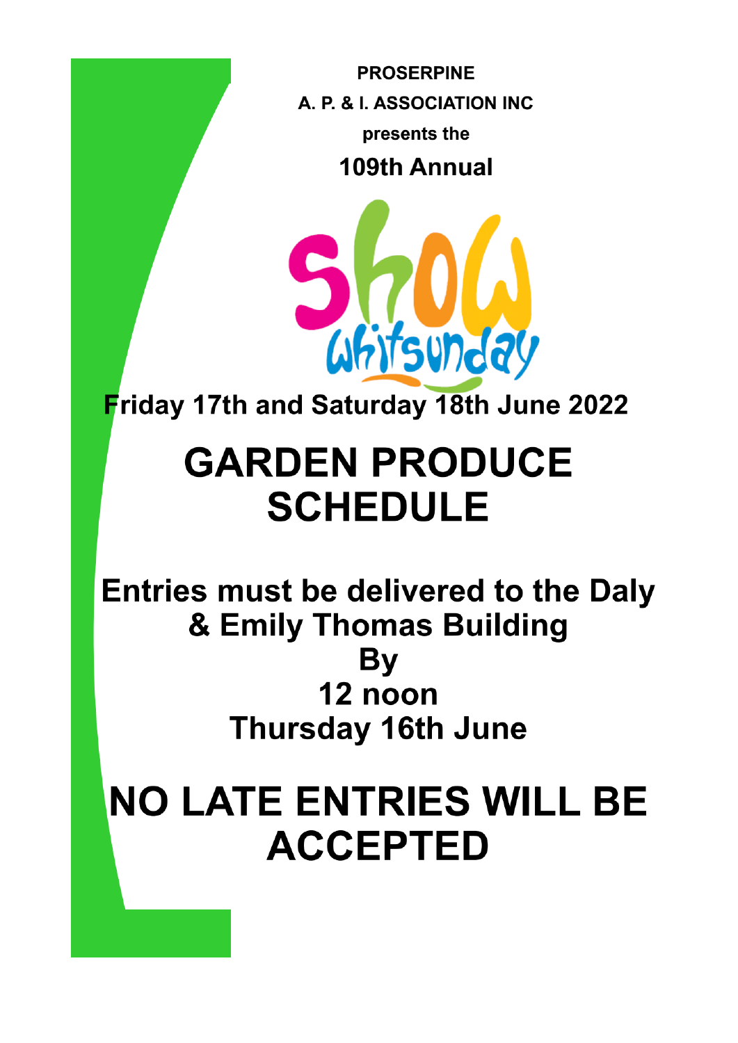**PROSERPINE**

**A. P. & I. ASSOCIATION INC**

**presents the**

**109th Annual**

Show Whitsunday

**Friday 17th and Saturday 18th June 2022**

# GARDEN PRODUCE SCHEDULE

## Entries must be delivered to the Daly & Emily Thomas Building By 12 noon Thursday 16th June

# NO LATE ENTRIES WILL BE ACCEPTED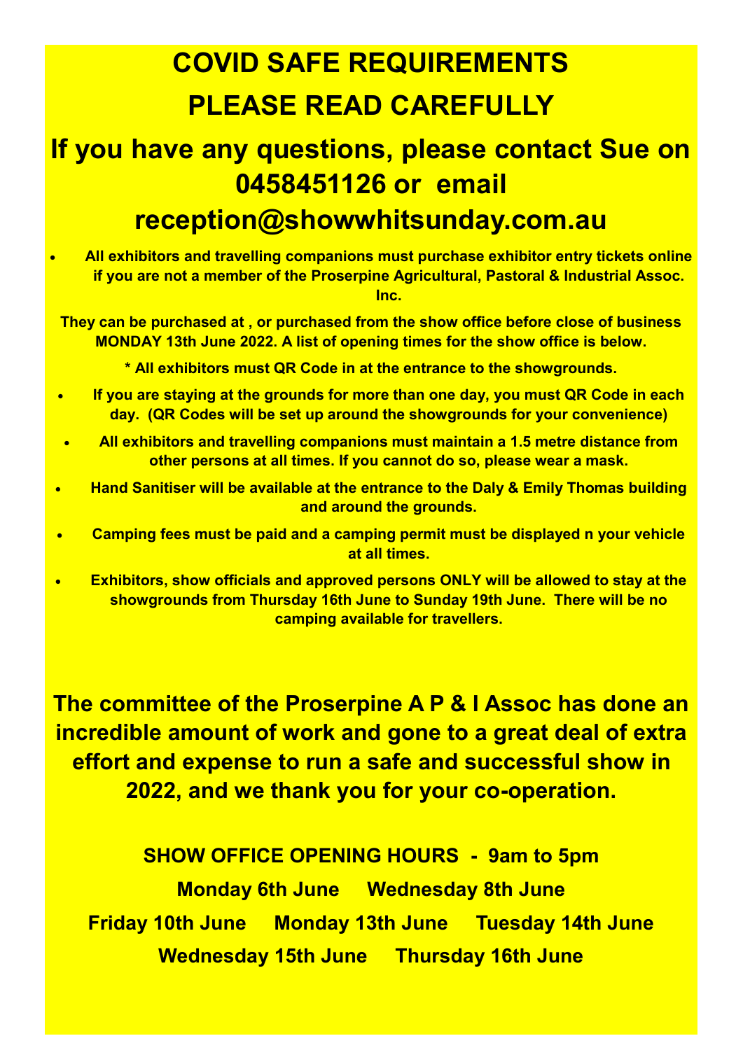# COVID SAFE REQUIREMENTS

# PLEASE READ CAREFULLY

## If you have any questions, please contact Sue on 0458451126 or email reception@showwhitsunday.com.au

- **All exhibitors and travelling companions must purchase exhibitor entry tickets online if you are not a member of the Proserpine Agricultural, Pastoral & Industrial Assoc. Inc.**

**They can be purchased at , or purchased from the show office before close of business MONDAY 13th June 2022. A list of opening times for the show office is below.**

**\* All exhibitors must QR Code in at the entrance to the showgrounds.**

- **If you are staying at the grounds for more than one day, you must QR Code in each day. (QR Codes will be set up around the showgrounds for your convenience)**
- **All exhibitors and travelling companions must maintain a 1.5 metre distance from other persons at all times. If you cannot do so, please wear a mask.**
- **Hand Sanitiser will be available at the entrance to the Daly & Emily Thomas building and around the grounds.**
- **Camping fees must be paid and a camping permit must be displayed n your vehicle at all times.**
- **Exhibitors, show officials and approved persons ONLY will be allowed to stay at the showgrounds from Thursday 16th June to Sunday 19th June. There will be no camping available for travellers.**

**The committee of the Proserpine A P & I Assoc has done an incredible amount of work and gone to a great deal of extra effort and expense to run a safe and successful show in 2022, and we thank you for your co-operation.**

**SHOW OFFICE OPENING HOURS - 9am to 5pm**

**Monday 6th June Wednesday 8th June**

**Friday 10th June Monday 13th June Tuesday 14th June**

**Wednesday 15th June Thursday 16th June**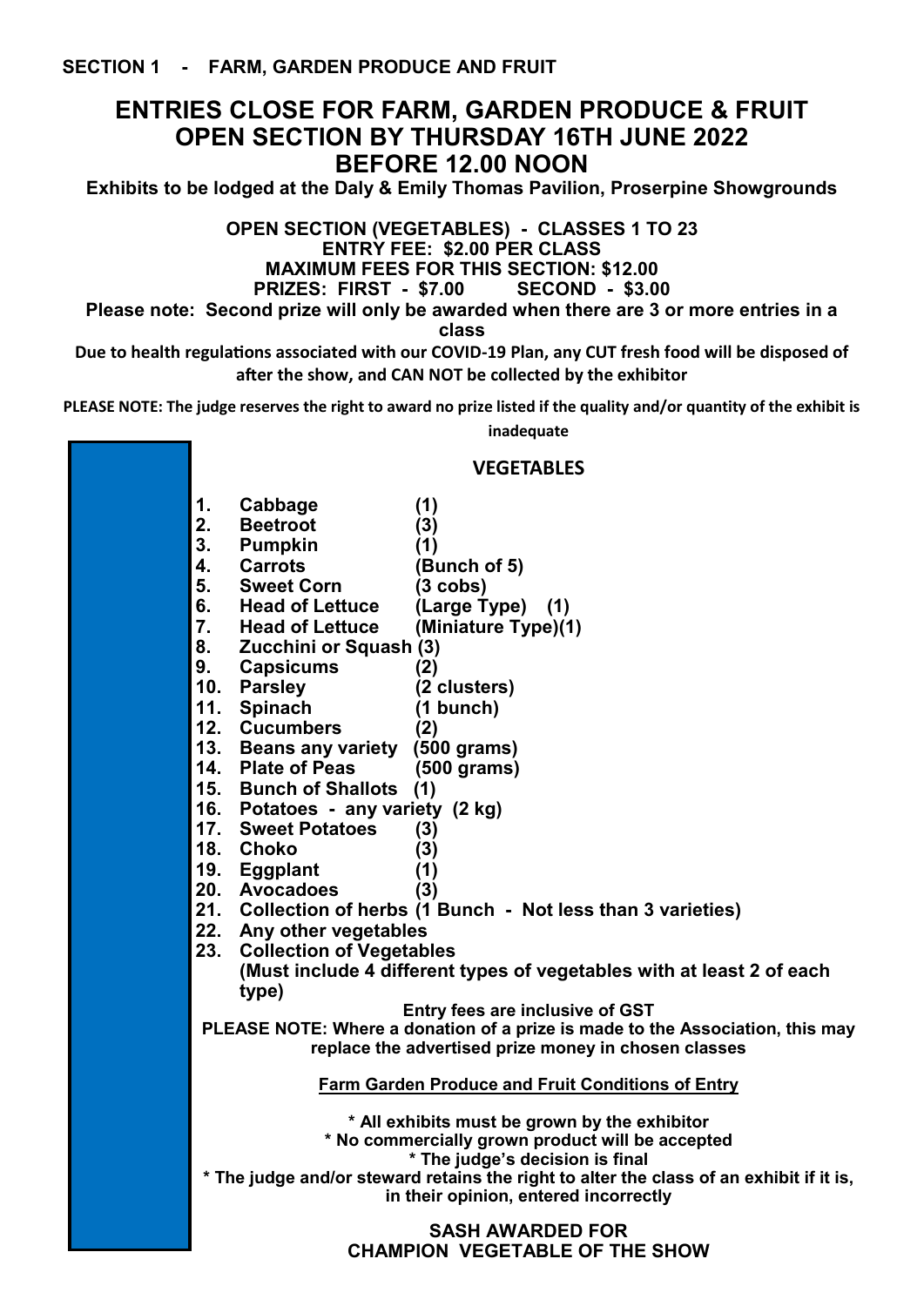**SECTION 1 - FARM, GARDEN PRODUCE AND FRUIT**

# ENTRIES CLOSE FOR FARM, GARDEN PRODUCE & FRUIT OPEN SECTION BY THURSDAY 16TH JUNE 2022 BEFORE 12.00 NOON

**Exhibits to be lodged at the Daly & Emily Thomas Pavilion, Proserpine Showgrounds**

**OPEN SECTION (VEGETABLES) - CLASSES 1 TO 23**
**ENTRY FEE: $2.00 PER CLASS**
**MAXIMUM FEES FOR THIS SECTION: $12.00**
**PRIZES: FIRST - $7.00 SECOND - $3.00**

**Please note: Second prize will only be awarded when there are 3 or more entries in a class**

**Due to health regulations associated with our COVID-19 Plan, any CUT fresh food will be disposed of after the show, and CAN NOT be collected by the exhibitor**

**PLEASE NOTE: The judge reserves the right to award no prize listed if the quality and/or quantity of the exhibit is inadequate**

## VEGETABLES

1. **Cabbage (1)**
2. **Beetroot (3)**
3. **Pumpkin (1)**
4. **Carrots (Bunch of 5)**
5. **Sweet Corn (3 cobs)**
6. **Head of Lettuce (Large Type) (1)**
7. **Head of Lettuce (Miniature Type)(1)**
8. **Zucchini or Squash (3)**
9. **Capsicums (2)**
10. **Parsley (2 clusters)**
11. **Spinach (1 bunch)**
12. **Cucumbers (2)**
13. **Beans any variety (500 grams)**
14. **Plate of Peas (500 grams)**
15. **Bunch of Shallots (1)**
16. **Potatoes - any variety (2 kg)**
17. **Sweet Potatoes (3)**
18. **Choko (3)**
19. **Eggplant (1)**
20. **Avocadoes (3)**
21. **Collection of herbs (1 Bunch - Not less than 3 varieties)**
22. **Any other vegetables**
23. **Collection of Vegetables**
    **(Must include 4 different types of vegetables with at least 2 of each type)**

**Entry fees are inclusive of GST**

**PLEASE NOTE: Where a donation of a prize is made to the Association, this may replace the advertised prize money in chosen classes**

**Farm Garden Produce and Fruit Conditions of Entry**

**\* All exhibits must be grown by the exhibitor**
**\* No commercially grown product will be accepted**
**\* The judge's decision is final**
**\* The judge and/or steward retains the right to alter the class of an exhibit if it is, in their opinion, entered incorrectly**

**SASH AWARDED FOR CHAMPION VEGETABLE OF THE SHOW**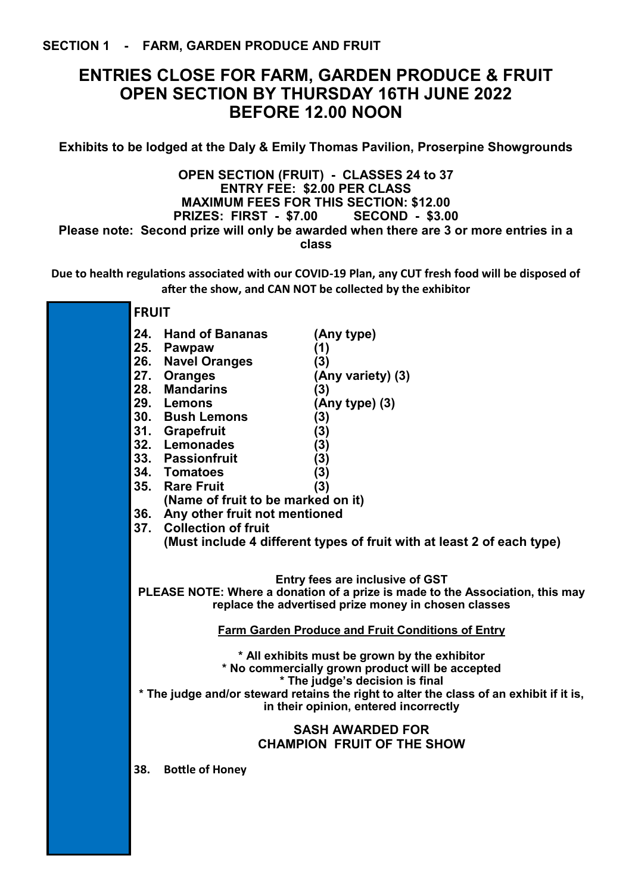**SECTION 1 - FARM, GARDEN PRODUCE AND FRUIT**

# ENTRIES CLOSE FOR FARM, GARDEN PRODUCE & FRUIT OPEN SECTION BY THURSDAY 16TH JUNE 2022 BEFORE 12.00 NOON

**Exhibits to be lodged at the Daly & Emily Thomas Pavilion, Proserpine Showgrounds**

**OPEN SECTION (FRUIT) - CLASSES 24 to 37**
**ENTRY FEE: $2.00 PER CLASS**
**MAXIMUM FEES FOR THIS SECTION: $12.00**
**PRIZES: FIRST - $7.00 SECOND - $3.00**
**Please note: Second prize will only be awarded when there are 3 or more entries in a class**

**Due to health regulations associated with our COVID-19 Plan, any CUT fresh food will be disposed of after the show, and CAN NOT be collected by the exhibitor**

## FRUIT

**24. Hand of Bananas (Any type)**
**25. Pawpaw (1)**
**26. Navel Oranges (3)**
**27. Oranges (Any variety) (3)**
**28. Mandarins (3)**
**29. Lemons (Any type) (3)**
**30. Bush Lemons (3)**
**31. Grapefruit (3)**
**32. Lemonades (3)**
**33. Passionfruit (3)**
**34. Tomatoes (3)**
**35. Rare Fruit (3)**
**(Name of fruit to be marked on it)**
**36. Any other fruit not mentioned**
**37. Collection of fruit**
**(Must include 4 different types of fruit with at least 2 of each type)**

**Entry fees are inclusive of GST**
**PLEASE NOTE: Where a donation of a prize is made to the Association, this may replace the advertised prize money in chosen classes**

**Farm Garden Produce and Fruit Conditions of Entry**

**\* All exhibits must be grown by the exhibitor**
**\* No commercially grown product will be accepted**
**\* The judge's decision is final**
**\* The judge and/or steward retains the right to alter the class of an exhibit if it is, in their opinion, entered incorrectly**

**SASH AWARDED FOR CHAMPION FRUIT OF THE SHOW**

**38. Bottle of Honey**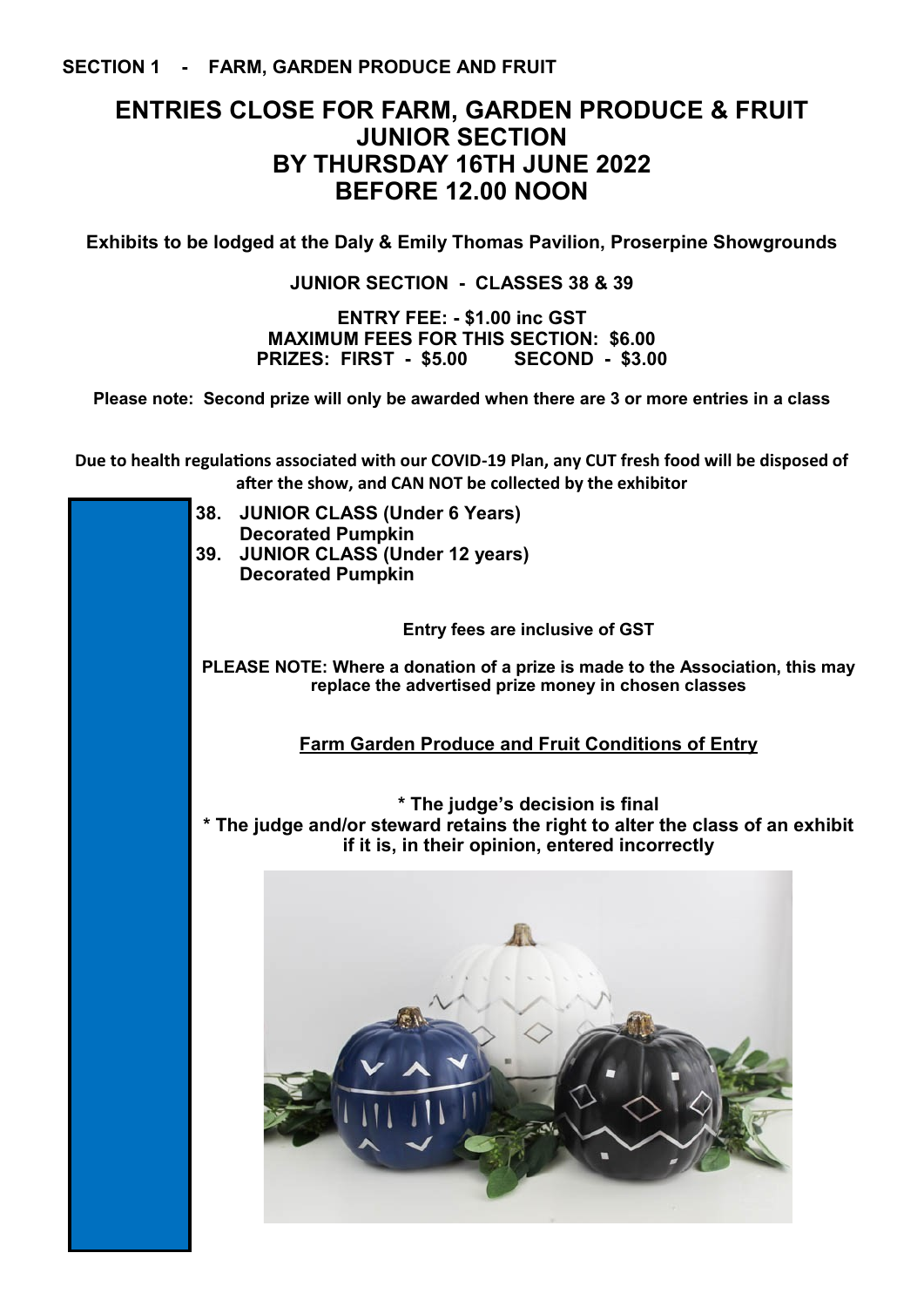**SECTION 1 - FARM, GARDEN PRODUCE AND FRUIT**

# ENTRIES CLOSE FOR FARM, GARDEN PRODUCE & FRUIT JUNIOR SECTION BY THURSDAY 16TH JUNE 2022 BEFORE 12.00 NOON

**Exhibits to be lodged at the Daly & Emily Thomas Pavilion, Proserpine Showgrounds**

**JUNIOR SECTION - CLASSES 38 & 39**

**ENTRY FEE: - $1.00 inc GST**
**MAXIMUM FEES FOR THIS SECTION: $6.00**
**PRIZES: FIRST - $5.00 SECOND - $3.00**

**Please note: Second prize will only be awarded when there are 3 or more entries in a class**

**Due to health regulations associated with our COVID-19 Plan, any CUT fresh food will be disposed of after the show, and CAN NOT be collected by the exhibitor**

38. **JUNIOR CLASS (Under 6 Years)**
    **Decorated Pumpkin**
39. **JUNIOR CLASS (Under 12 years)**
    **Decorated Pumpkin**

**Entry fees are inclusive of GST**

**PLEASE NOTE: Where a donation of a prize is made to the Association, this may replace the advertised prize money in chosen classes**

## Farm Garden Produce and Fruit Conditions of Entry

**\* The judge's decision is final**
**\* The judge and/or steward retains the right to alter the class of an exhibit if it is, in their opinion, entered incorrectly**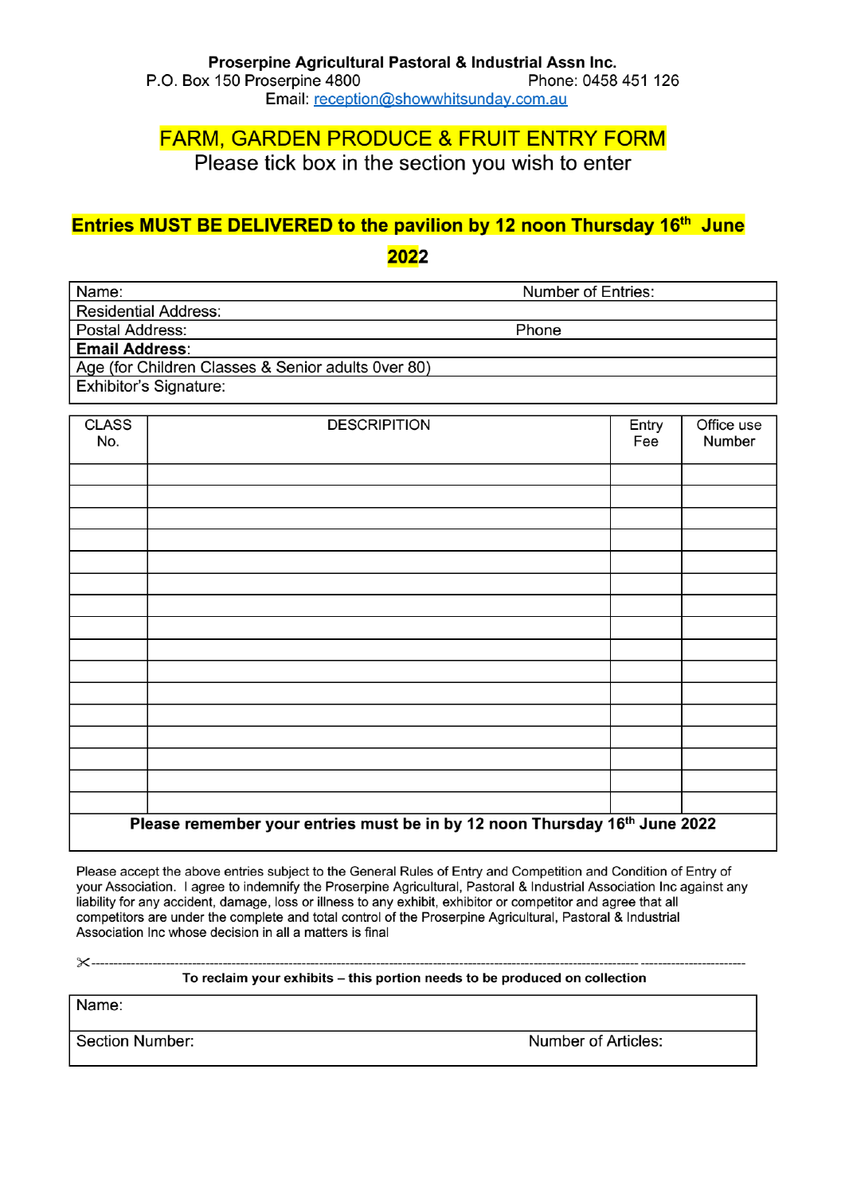**Proserpine Agricultural Pastoral & Industrial Assn Inc.**
P.O. Box 150 Proserpine 4800 Phone: 0458 451 126
Email: reception@showwhitsunday.com.au

# FARM, GARDEN PRODUCE & FRUIT ENTRY FORM

Please tick box in the section you wish to enter

**Entries MUST BE DELIVERED to the pavilion by 12 noon Thursday 16th June 2022**

| | |
|---|---|
| Name: | Number of Entries: |
| Residential Address: | |
| Postal Address: | Phone |
| **Email Address**: | |
| Age (for Children Classes & Senior adults 0ver 80) | |
| Exhibitor's Signature: | |

| CLASS No. | DESCRIPITION | Entry Fee | Office use Number |
|---|---|---|---|
| | | | |
| | | | |
| | | | |
| | | | |
| | | | |
| | | | |
| | | | |
| | | | |
| | | | |
| | | | |
| | | | |
| | | | |
| | | | |
| | | | |
| | | | |
| | | | |
| **Please remember your entries must be in by 12 noon Thursday 16th June 2022** | | | |

Please accept the above entries subject to the General Rules of Entry and Competition and Condition of Entry of your Association. I agree to indemnify the Proserpine Agricultural, Pastoral & Industrial Association Inc against any liability for any accident, damage, loss or illness to any exhibit, exhibitor or competitor and agree that all competitors are under the complete and total control of the Proserpine Agricultural, Pastoral & Industrial Association Inc whose decision in all a matters is final

✂---------------------------------------------------------------------------------------------------

**To reclaim your exhibits – this portion needs to be produced on collection**

| | |
|---|---|
| Name: | |
| Section Number: | Number of Articles: |